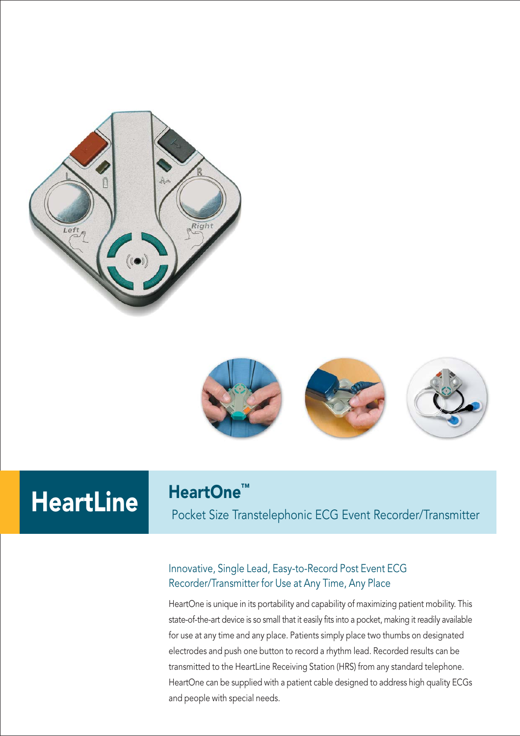# HeartLine

## HeartOne™

Pocket Size Transtelephonic ECG Event Recorder/Transmitter

### Innovative, Single Lead, Easy-to-Record Post Event ECG Recorder/Transmitter for Use at Any Time, Any Place

HeartOne is unique in its portability and capability of maximizing patient mobility. This state-of-the-art device is so small that it easily fits into a pocket, making it readily available for use at any time and any place. Patients simply place two thumbs on designated electrodes and push one button to record a rhythm lead. Recorded results can be transmitted to the HeartLine Receiving Station (HRS) from any standard telephone. HeartOne can be supplied with a patient cable designed to address high quality ECGs and people with special needs.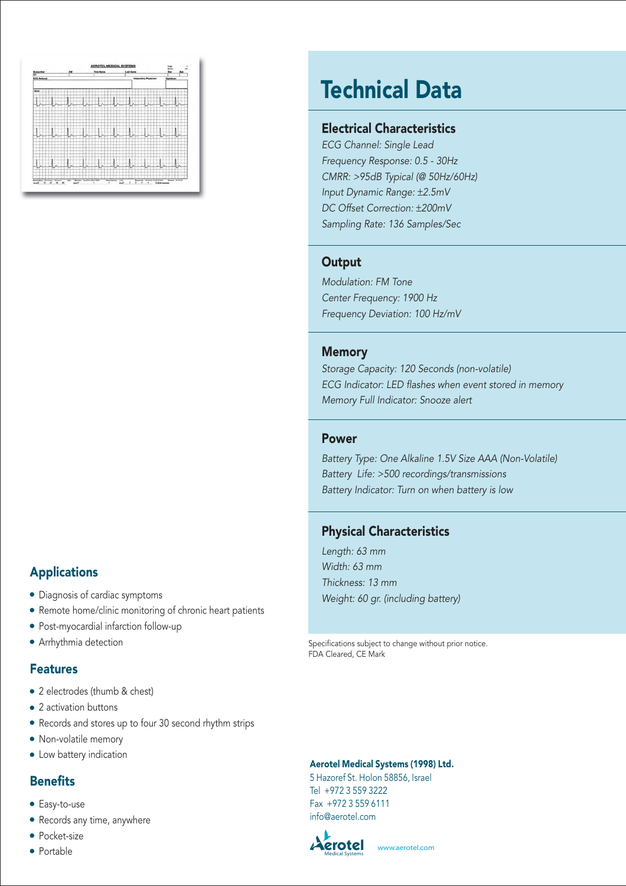## Applications

- Diagnosis of cardiac symptoms
- Remote home/clinic monitoring of chronic heart patients
- Post-myocardial infarction follow-up
- Arrhythmia detection

## Features

- 2 electrodes (thumb & chest)
- 2 activation buttons
- Records and stores up to four 30 second rhythm strips
- Non-volatile memory
- Low battery indication

## Benefits

- Easy-to-use
- Records any time, anywhere
- Pocket-size
- Portable

# Technical Data

### Electrical Characteristics

*ECG Channel: Single Lead*
*Frequency Response: 0.5 - 30Hz*
*CMRR: >95dB Typical (@ 50Hz/60Hz)*
*Input Dynamic Range: ±2.5mV*
*DC Offset Correction: ±200mV*
*Sampling Rate: 136 Samples/Sec*

### Output

*Modulation: FM Tone*
*Center Frequency: 1900 Hz*
*Frequency Deviation: 100 Hz/mV*

### Memory

*Storage Capacity: 120 Seconds (non-volatile)*
*ECG Indicator: LED flashes when event stored in memory*
*Memory Full Indicator: Snooze alert*

### Power

*Battery Type: One Alkaline 1.5V Size AAA (Non-Volatile)*
*Battery Life: >500 recordings/transmissions*
*Battery Indicator: Turn on when battery is low*

### Physical Characteristics

*Length: 63 mm*
*Width: 63 mm*
*Thickness: 13 mm*
*Weight: 60 gr. (including battery)*

Specifications subject to change without prior notice.
FDA Cleared, CE Mark

**Aerotel Medical Systems (1998) Ltd.**
5 Hazoref St. Holon 58856, Israel
Tel +972 3 559 3222
Fax +972 3 559 6111
info@aerotel.com

www.aerotel.com